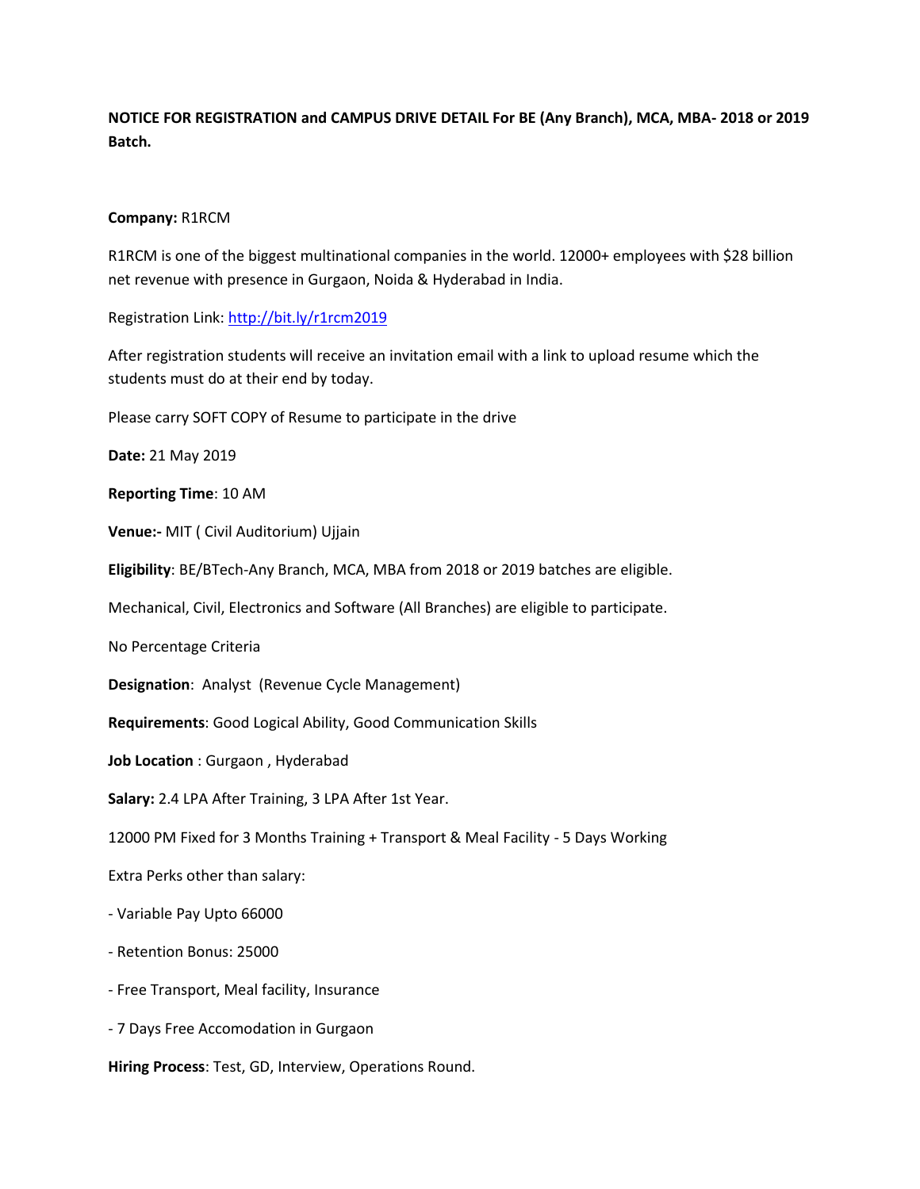**NOTICE FOR REGISTRATION and CAMPUS DRIVE DETAIL For BE (Any Branch), MCA, MBA- 2018 or 2019 Batch.**

**Company:** R1RCM

R1RCM is one of the biggest multinational companies in the world. 12000+ employees with $28 billion net revenue with presence in Gurgaon, Noida & Hyderabad in India.

Registration Link: [http://bit.ly/r1rcm2019](http://bit.ly/r1rcm2019)

After registration students will receive an invitation email with a link to upload resume which the students must do at their end by today.

Please carry SOFT COPY of Resume to participate in the drive

**Date:** 21 May 2019

**Reporting Time**: 10 AM

**Venue:-** MIT ( Civil Auditorium) Ujjain

**Eligibility**: BE/BTech-Any Branch, MCA, MBA from 2018 or 2019 batches are eligible.

Mechanical, Civil, Electronics and Software (All Branches) are eligible to participate.

No Percentage Criteria

**Designation**: Analyst (Revenue Cycle Management)

**Requirements**: Good Logical Ability, Good Communication Skills

**Job Location** : Gurgaon , Hyderabad

**Salary:** 2.4 LPA After Training, 3 LPA After 1st Year.

12000 PM Fixed for 3 Months Training + Transport & Meal Facility - 5 Days Working

Extra Perks other than salary:

- Variable Pay Upto 66000
- Retention Bonus: 25000
- Free Transport, Meal facility, Insurance
- 7 Days Free Accomodation in Gurgaon

**Hiring Process**: Test, GD, Interview, Operations Round.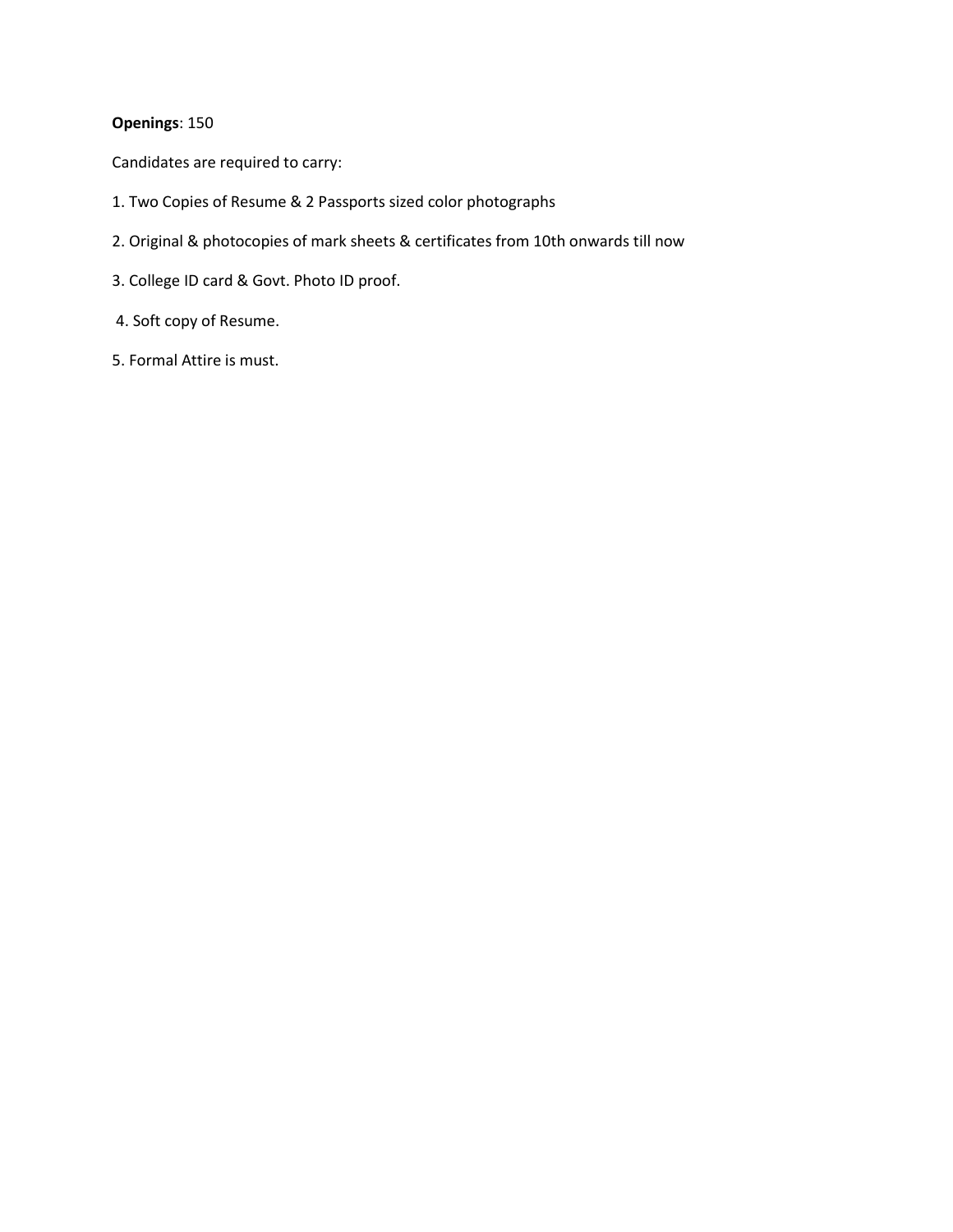**Openings**: 150

Candidates are required to carry:

1. Two Copies of Resume & 2 Passports sized color photographs
2. Original & photocopies of mark sheets & certificates from 10th onwards till now
3. College ID card & Govt. Photo ID proof.
4. Soft copy of Resume.
5. Formal Attire is must.